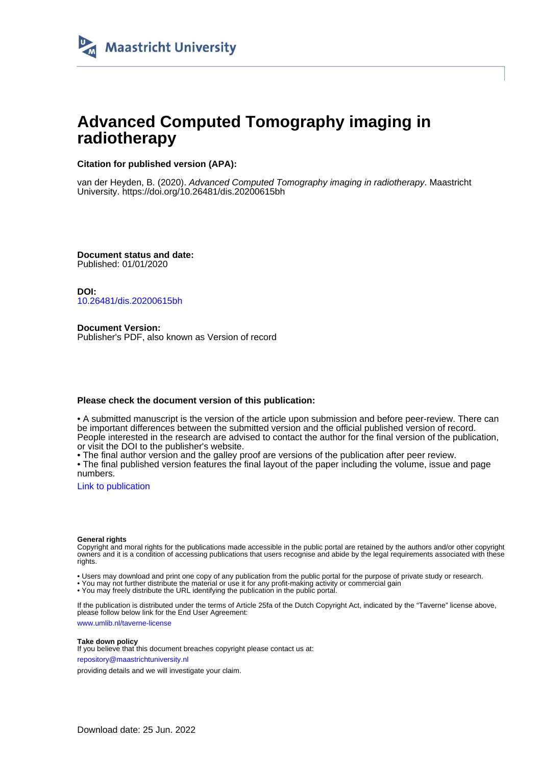Maastricht University

# Advanced Computed Tomography imaging in radiotherapy

**Citation for published version (APA):**

van der Heyden, B. (2020). *Advanced Computed Tomography imaging in radiotherapy*. Maastricht University. https://doi.org/10.26481/dis.20200615bh

**Document status and date:**
Published: 01/01/2020

**DOI:**
10.26481/dis.20200615bh

**Document Version:**
Publisher's PDF, also known as Version of record

**Please check the document version of this publication:**

• A submitted manuscript is the version of the article upon submission and before peer-review. There can be important differences between the submitted version and the official published version of record. People interested in the research are advised to contact the author for the final version of the publication, or visit the DOI to the publisher's website.
• The final author version and the galley proof are versions of the publication after peer review.
• The final published version features the final layout of the paper including the volume, issue and page numbers.

Link to publication

**General rights**
Copyright and moral rights for the publications made accessible in the public portal are retained by the authors and/or other copyright owners and it is a condition of accessing publications that users recognise and abide by the legal requirements associated with these rights.

• Users may download and print one copy of any publication from the public portal for the purpose of private study or research.
• You may not further distribute the material or use it for any profit-making activity or commercial gain
• You may freely distribute the URL identifying the publication in the public portal.

If the publication is distributed under the terms of Article 25fa of the Dutch Copyright Act, indicated by the "Taverne" license above, please follow below link for the End User Agreement:

www.umlib.nl/taverne-license

**Take down policy**
If you believe that this document breaches copyright please contact us at:

repository@maastrichtuniversity.nl

providing details and we will investigate your claim.

Download date: 25 Jun. 2022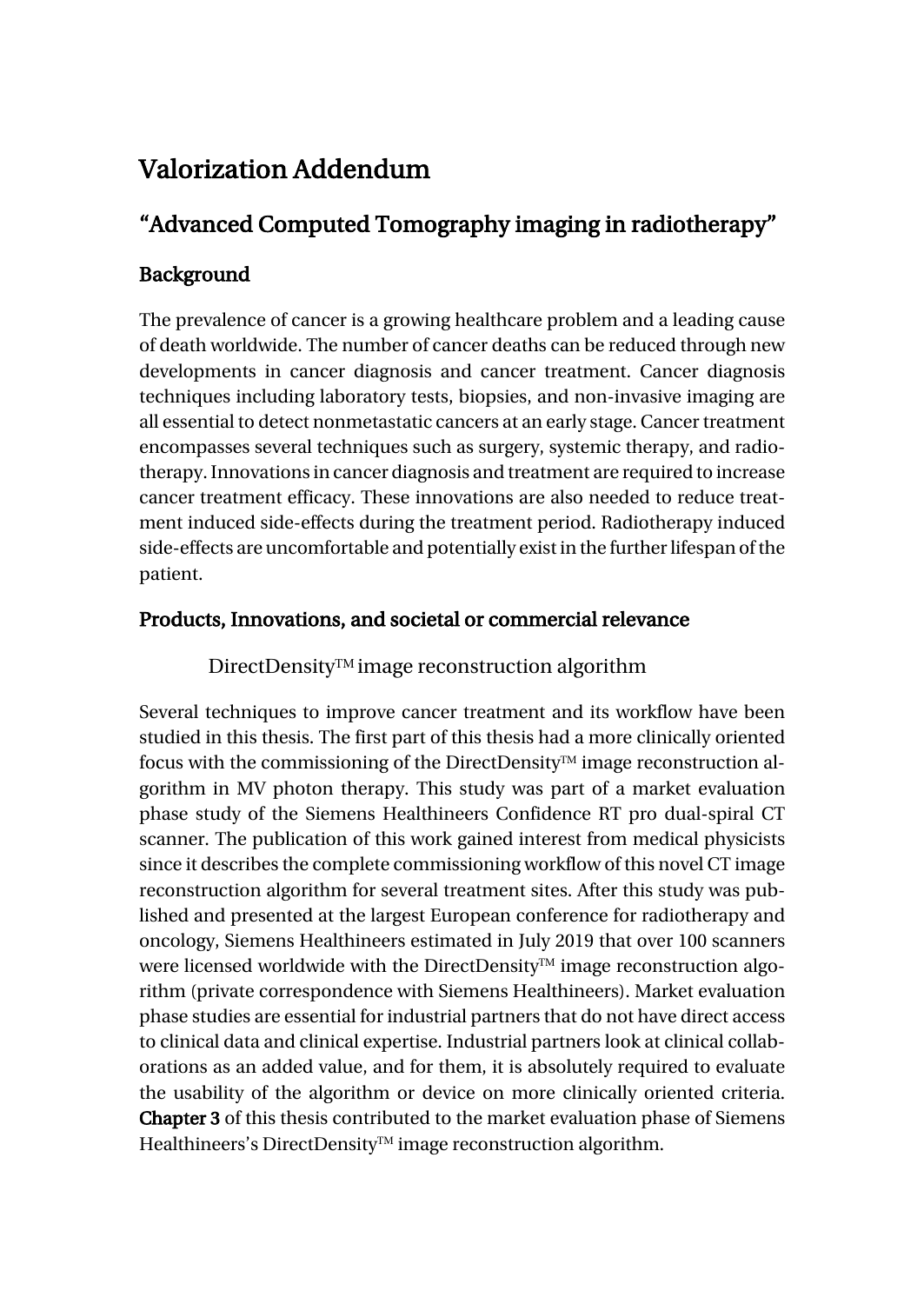# Valorization Addendum

## “Advanced Computed Tomography imaging in radiotherapy”

### Background

The prevalence of cancer is a growing healthcare problem and a leading cause of death worldwide. The number of cancer deaths can be reduced through new developments in cancer diagnosis and cancer treatment. Cancer diagnosis techniques including laboratory tests, biopsies, and non-invasive imaging are all essential to detect nonmetastatic cancers at an early stage. Cancer treatment encompasses several techniques such as surgery, systemic therapy, and radiotherapy. Innovations in cancer diagnosis and treatment are required to increase cancer treatment efficacy. These innovations are also needed to reduce treatment induced side-effects during the treatment period. Radiotherapy induced side-effects are uncomfortable and potentially exist in the further lifespan of the patient.

### Products, Innovations, and societal or commercial relevance

#### DirectDensity™ image reconstruction algorithm

Several techniques to improve cancer treatment and its workflow have been studied in this thesis. The first part of this thesis had a more clinically oriented focus with the commissioning of the DirectDensity™ image reconstruction algorithm in MV photon therapy. This study was part of a market evaluation phase study of the Siemens Healthineers Confidence RT pro dual-spiral CT scanner. The publication of this work gained interest from medical physicists since it describes the complete commissioning workflow of this novel CT image reconstruction algorithm for several treatment sites. After this study was published and presented at the largest European conference for radiotherapy and oncology, Siemens Healthineers estimated in July 2019 that over 100 scanners were licensed worldwide with the DirectDensity™ image reconstruction algorithm (private correspondence with Siemens Healthineers). Market evaluation phase studies are essential for industrial partners that do not have direct access to clinical data and clinical expertise. Industrial partners look at clinical collaborations as an added value, and for them, it is absolutely required to evaluate the usability of the algorithm or device on more clinically oriented criteria. **Chapter 3** of this thesis contributed to the market evaluation phase of Siemens Healthineers’s DirectDensity™ image reconstruction algorithm.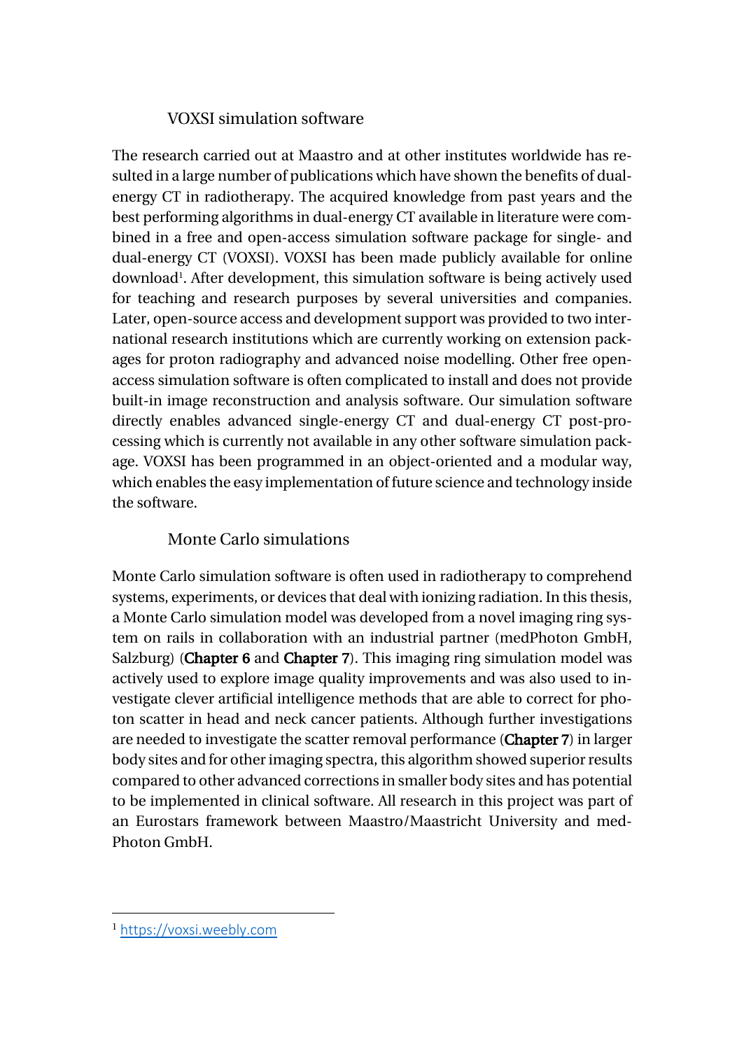## VOXSI simulation software

The research carried out at Maastro and at other institutes worldwide has resulted in a large number of publications which have shown the benefits of dual-energy CT in radiotherapy. The acquired knowledge from past years and the best performing algorithms in dual-energy CT available in literature were combined in a free and open-access simulation software package for single- and dual-energy CT (VOXSI). VOXSI has been made publicly available for online download[1]. After development, this simulation software is being actively used for teaching and research purposes by several universities and companies. Later, open-source access and development support was provided to two international research institutions which are currently working on extension packages for proton radiography and advanced noise modelling. Other free open-access simulation software is often complicated to install and does not provide built-in image reconstruction and analysis software. Our simulation software directly enables advanced single-energy CT and dual-energy CT post-processing which is currently not available in any other software simulation package. VOXSI has been programmed in an object-oriented and a modular way, which enables the easy implementation of future science and technology inside the software.

## Monte Carlo simulations

Monte Carlo simulation software is often used in radiotherapy to comprehend systems, experiments, or devices that deal with ionizing radiation. In this thesis, a Monte Carlo simulation model was developed from a novel imaging ring system on rails in collaboration with an industrial partner (medPhoton GmbH, Salzburg) (**Chapter 6** and **Chapter 7**). This imaging ring simulation model was actively used to explore image quality improvements and was also used to investigate clever artificial intelligence methods that are able to correct for photon scatter in head and neck cancer patients. Although further investigations are needed to investigate the scatter removal performance (**Chapter 7**) in larger body sites and for other imaging spectra, this algorithm showed superior results compared to other advanced corrections in smaller body sites and has potential to be implemented in clinical software. All research in this project was part of an Eurostars framework between Maastro/Maastricht University and medPhoton GmbH.

---

[1] https://voxsi.weebly.com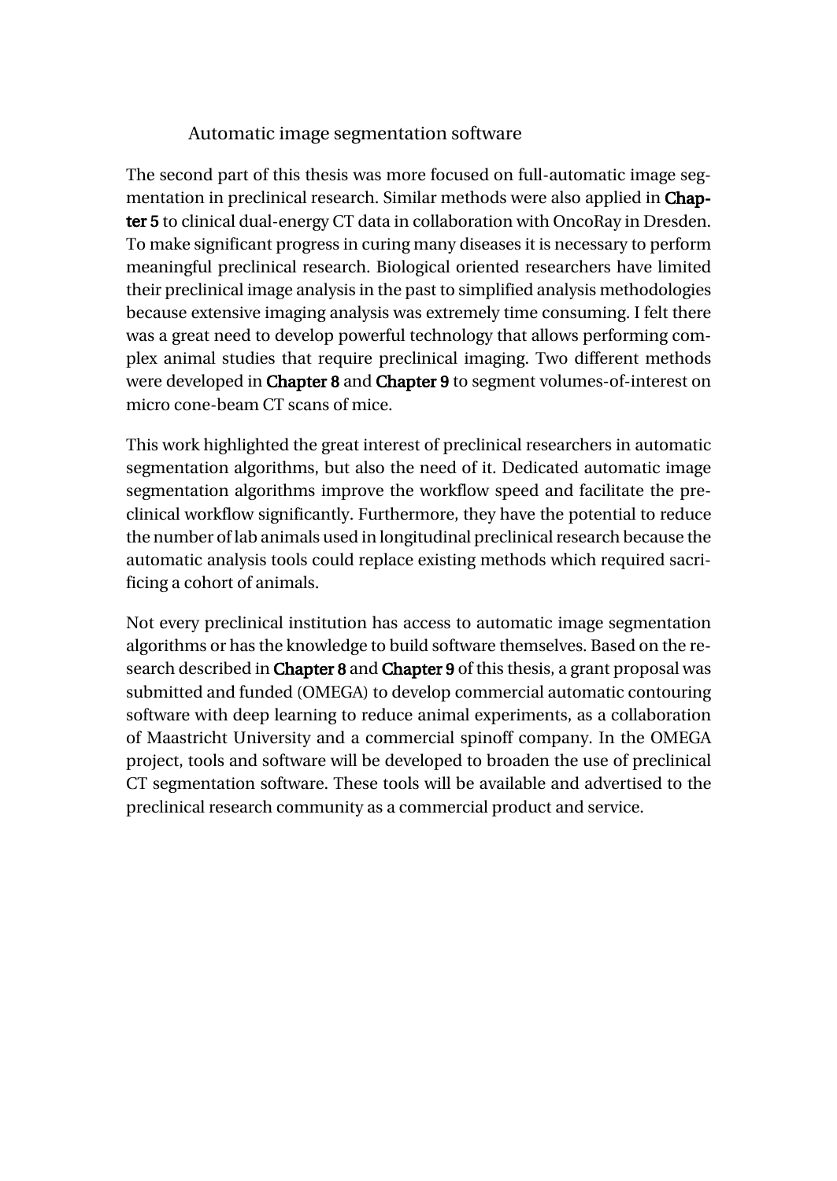### Automatic image segmentation software

The second part of this thesis was more focused on full-automatic image segmentation in preclinical research. Similar methods were also applied in **Chapter 5** to clinical dual-energy CT data in collaboration with OncoRay in Dresden. To make significant progress in curing many diseases it is necessary to perform meaningful preclinical research. Biological oriented researchers have limited their preclinical image analysis in the past to simplified analysis methodologies because extensive imaging analysis was extremely time consuming. I felt there was a great need to develop powerful technology that allows performing complex animal studies that require preclinical imaging. Two different methods were developed in **Chapter 8** and **Chapter 9** to segment volumes-of-interest on micro cone-beam CT scans of mice.

This work highlighted the great interest of preclinical researchers in automatic segmentation algorithms, but also the need of it. Dedicated automatic image segmentation algorithms improve the workflow speed and facilitate the preclinical workflow significantly. Furthermore, they have the potential to reduce the number of lab animals used in longitudinal preclinical research because the automatic analysis tools could replace existing methods which required sacrificing a cohort of animals.

Not every preclinical institution has access to automatic image segmentation algorithms or has the knowledge to build software themselves. Based on the research described in **Chapter 8** and **Chapter 9** of this thesis, a grant proposal was submitted and funded (OMEGA) to develop commercial automatic contouring software with deep learning to reduce animal experiments, as a collaboration of Maastricht University and a commercial spinoff company. In the OMEGA project, tools and software will be developed to broaden the use of preclinical CT segmentation software. These tools will be available and advertised to the preclinical research community as a commercial product and service.